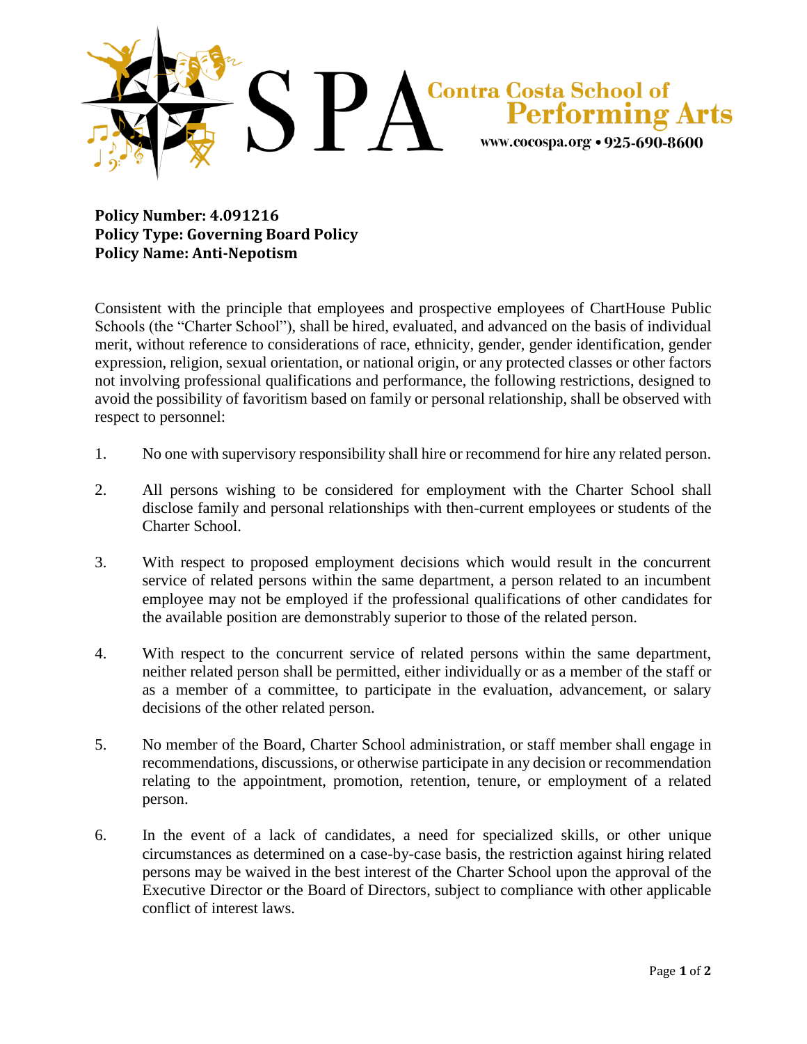SPA Contra Costa School of Performing Arts

www.cocospa.org • 925-690-8600

**Policy Number: 4.091216**
**Policy Type: Governing Board Policy**
**Policy Name: Anti-Nepotism**

Consistent with the principle that employees and prospective employees of ChartHouse Public Schools (the "Charter School"), shall be hired, evaluated, and advanced on the basis of individual merit, without reference to considerations of race, ethnicity, gender, gender identification, gender expression, religion, sexual orientation, or national origin, or any protected classes or other factors not involving professional qualifications and performance, the following restrictions, designed to avoid the possibility of favoritism based on family or personal relationship, shall be observed with respect to personnel:

1. No one with supervisory responsibility shall hire or recommend for hire any related person.

2. All persons wishing to be considered for employment with the Charter School shall disclose family and personal relationships with then-current employees or students of the Charter School.

3. With respect to proposed employment decisions which would result in the concurrent service of related persons within the same department, a person related to an incumbent employee may not be employed if the professional qualifications of other candidates for the available position are demonstrably superior to those of the related person.

4. With respect to the concurrent service of related persons within the same department, neither related person shall be permitted, either individually or as a member of the staff or as a member of a committee, to participate in the evaluation, advancement, or salary decisions of the other related person.

5. No member of the Board, Charter School administration, or staff member shall engage in recommendations, discussions, or otherwise participate in any decision or recommendation relating to the appointment, promotion, retention, tenure, or employment of a related person.

6. In the event of a lack of candidates, a need for specialized skills, or other unique circumstances as determined on a case-by-case basis, the restriction against hiring related persons may be waived in the best interest of the Charter School upon the approval of the Executive Director or the Board of Directors, subject to compliance with other applicable conflict of interest laws.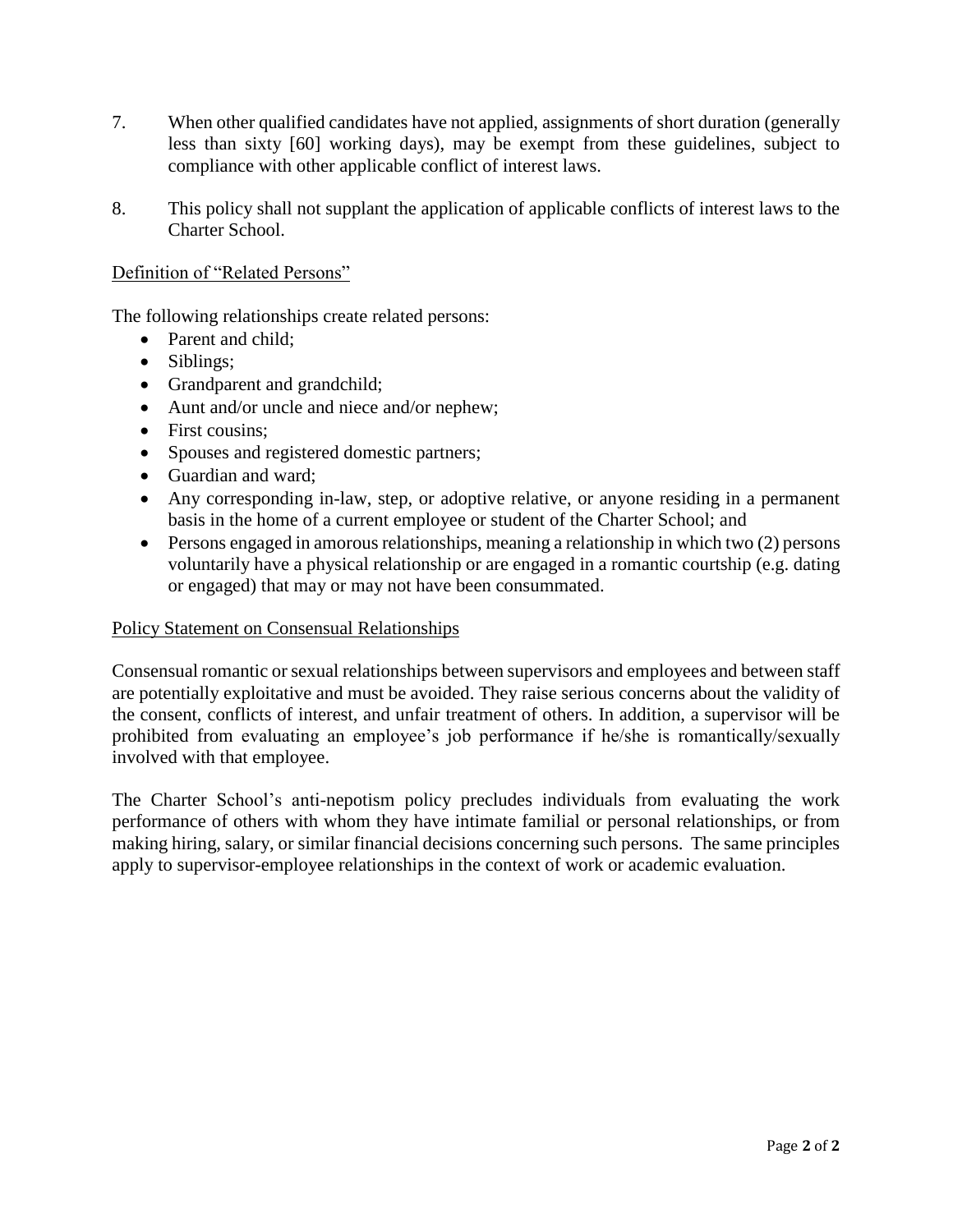7. When other qualified candidates have not applied, assignments of short duration (generally less than sixty [60] working days), may be exempt from these guidelines, subject to compliance with other applicable conflict of interest laws.

8. This policy shall not supplant the application of applicable conflicts of interest laws to the Charter School.

## Definition of "Related Persons"

The following relationships create related persons:

- Parent and child;
- Siblings;
- Grandparent and grandchild;
- Aunt and/or uncle and niece and/or nephew;
- First cousins;
- Spouses and registered domestic partners;
- Guardian and ward;
- Any corresponding in-law, step, or adoptive relative, or anyone residing in a permanent basis in the home of a current employee or student of the Charter School; and
- Persons engaged in amorous relationships, meaning a relationship in which two (2) persons voluntarily have a physical relationship or are engaged in a romantic courtship (e.g. dating or engaged) that may or may not have been consummated.

## Policy Statement on Consensual Relationships

Consensual romantic or sexual relationships between supervisors and employees and between staff are potentially exploitative and must be avoided. They raise serious concerns about the validity of the consent, conflicts of interest, and unfair treatment of others. In addition, a supervisor will be prohibited from evaluating an employee's job performance if he/she is romantically/sexually involved with that employee.

The Charter School's anti-nepotism policy precludes individuals from evaluating the work performance of others with whom they have intimate familial or personal relationships, or from making hiring, salary, or similar financial decisions concerning such persons. The same principles apply to supervisor-employee relationships in the context of work or academic evaluation.